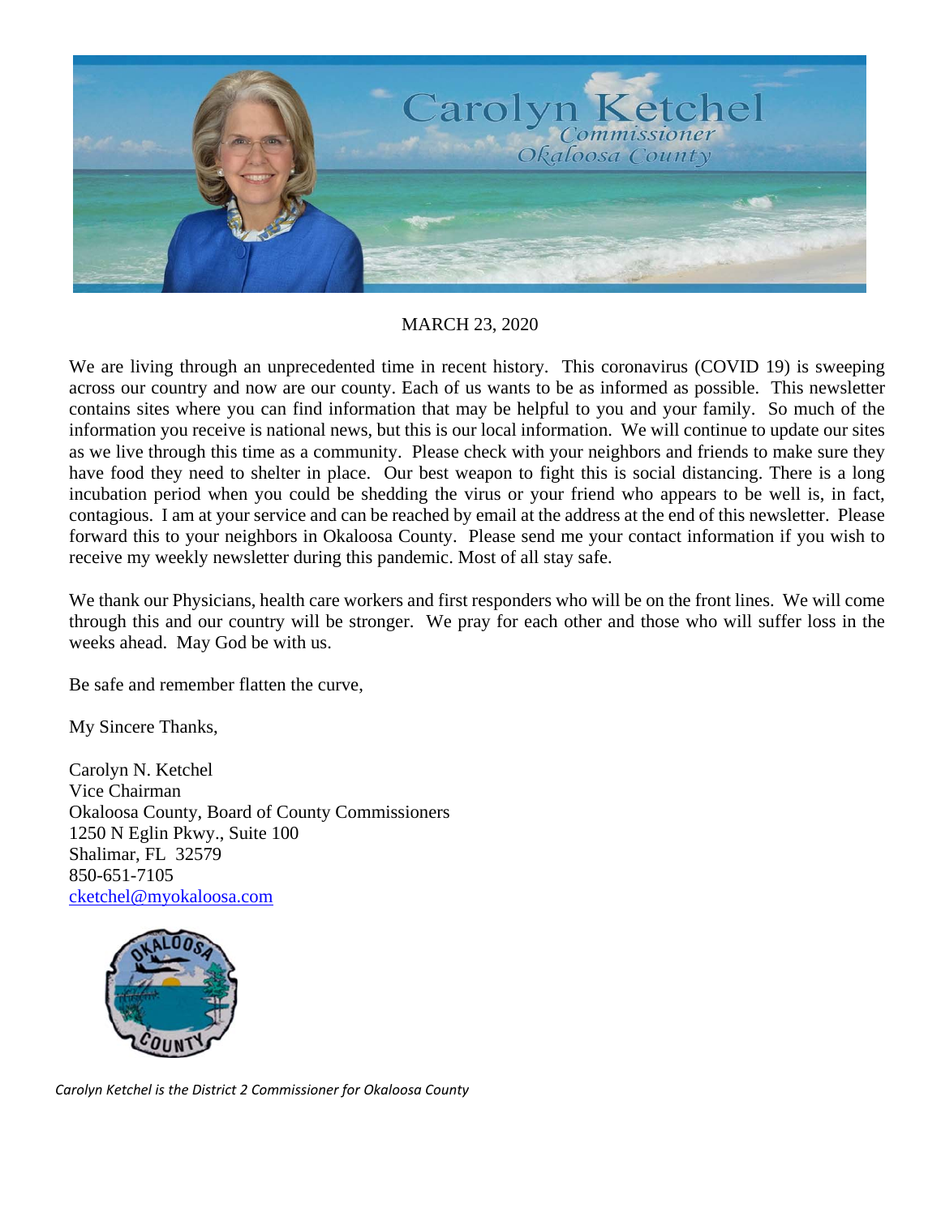Carolyn Ketchel
Commissioner
Okaloosa County

MARCH 23, 2020

We are living through an unprecedented time in recent history. This coronavirus (COVID 19) is sweeping across our country and now are our county. Each of us wants to be as informed as possible. This newsletter contains sites where you can find information that may be helpful to you and your family. So much of the information you receive is national news, but this is our local information. We will continue to update our sites as we live through this time as a community. Please check with your neighbors and friends to make sure they have food they need to shelter in place. Our best weapon to fight this is social distancing. There is a long incubation period when you could be shedding the virus or your friend who appears to be well is, in fact, contagious. I am at your service and can be reached by email at the address at the end of this newsletter. Please forward this to your neighbors in Okaloosa County. Please send me your contact information if you wish to receive my weekly newsletter during this pandemic. Most of all stay safe.

We thank our Physicians, health care workers and first responders who will be on the front lines. We will come through this and our country will be stronger. We pray for each other and those who will suffer loss in the weeks ahead. May God be with us.

Be safe and remember flatten the curve,

My Sincere Thanks,

Carolyn N. Ketchel
Vice Chairman
Okaloosa County, Board of County Commissioners
1250 N Eglin Pkwy., Suite 100
Shalimar, FL 32579
850-651-7105
cketchel@myokaloosa.com

*Carolyn Ketchel is the District 2 Commissioner for Okaloosa County*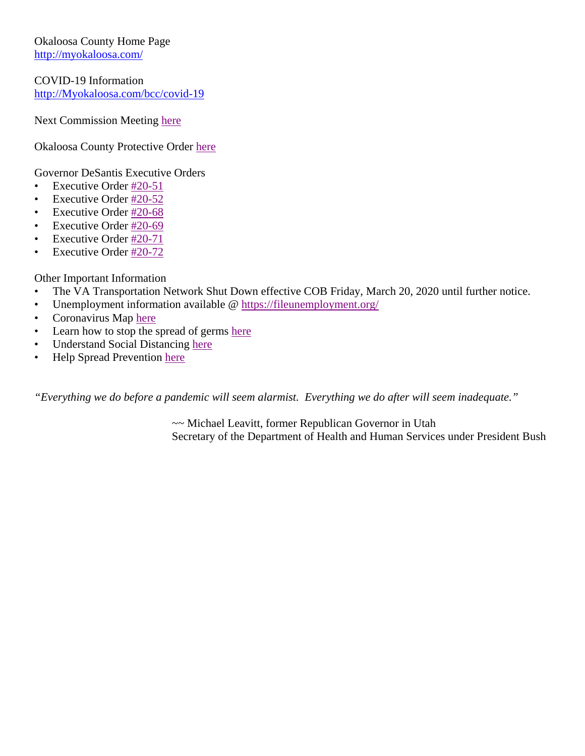Okaloosa County Home Page
http://myokaloosa.com/

COVID-19 Information
http://Myokaloosa.com/bcc/covid-19

Next Commission Meeting here

Okaloosa County Protective Order here

Governor DeSantis Executive Orders

- Executive Order #20-51
- Executive Order #20-52
- Executive Order #20-68
- Executive Order #20-69
- Executive Order #20-71
- Executive Order #20-72

Other Important Information

- The VA Transportation Network Shut Down effective COB Friday, March 20, 2020 until further notice.
- Unemployment information available @ https://fileunemployment.org/
- Coronavirus Map here
- Learn how to stop the spread of germs here
- Understand Social Distancing here
- Help Spread Prevention here

*"Everything we do before a pandemic will seem alarmist. Everything we do after will seem inadequate."*

~~ Michael Leavitt, former Republican Governor in Utah
Secretary of the Department of Health and Human Services under President Bush